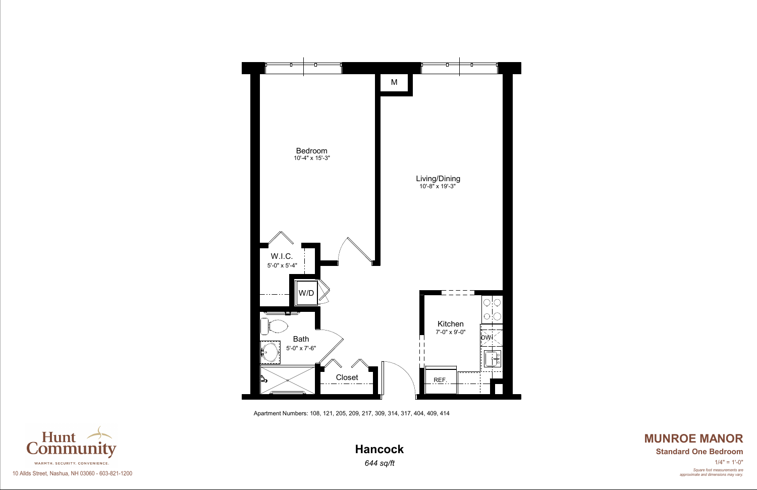Bedroom
10'-4" x 15'-3"

M

Living/Dining
10'-8" x 19'-3"

W.I.C.
5'-0" x 5'-4"

W/D

Bath
5'-0" x 7'-6"

Closet

Kitchen
7'-0" x 9'-0"

DW

REF.

Apartment Numbers: 108, 121, 205, 209, 217, 309, 314, 317, 404, 409, 414

Hunt Community

WARMTH. SECURITY. CONVENIENCE.

10 Allds Street, Nashua, NH 03060 - 603-821-1200

## Hancock

*644 sq/ft*

## MUNROE MANOR

**Standard One Bedroom**

1/4" = 1'-0"

*Square foot measurements are approximate and dimensions may vary.*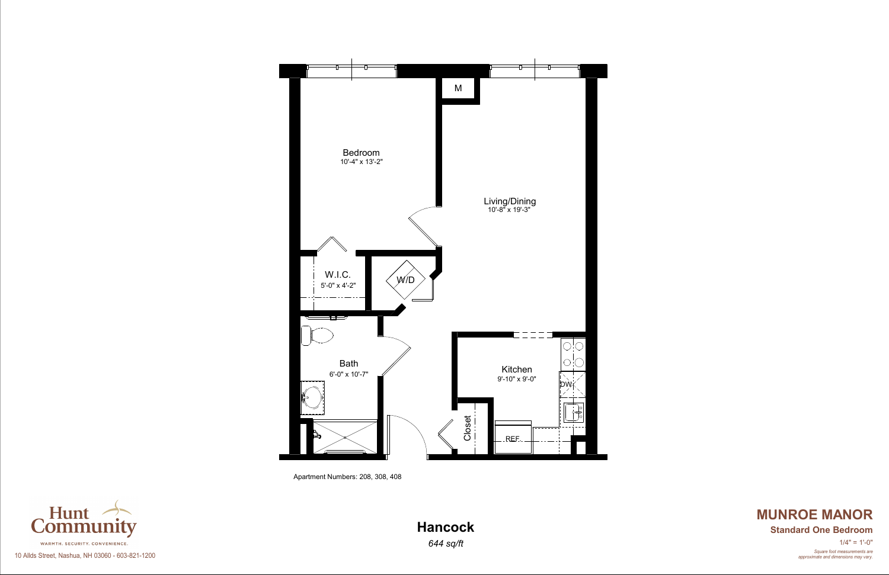Bedroom
10'-4" x 13'-2"

M

Living/Dining
10'-8" x 19'-3"

W.I.C.
5'-0" x 4'-2"

W/D

Bath
6'-0" x 10'-7"

Kitchen
9'-10" x 9'-0"

DW

Closet

REF.

Apartment Numbers: 208, 308, 408

Hunt Community

WARMTH. SECURITY. CONVENIENCE.

10 Allds Street, Nashua, NH 03060 - 603-821-1200

## Hancock

*644 sq/ft*

## MUNROE MANOR

**Standard One Bedroom**

1/4" = 1'-0"

*Square foot measurements are approximate and dimensions may vary.*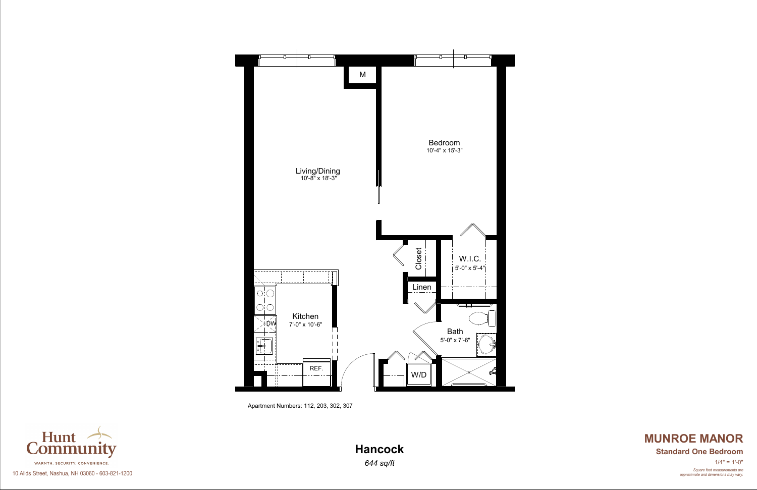M

Bedroom
10'-4" x 15'-3"

Living/Dining
10'-8" x 18'-3"

Closet

W.I.C.
5'-0" x 5'-4"

Linen

Kitchen
7'-0" x 10'-6"

DW

Bath
5'-0" x 7'-6"

REF.

W/D

Apartment Numbers: 112, 203, 302, 307

Hunt Community

WARMTH. SECURITY. CONVENIENCE.

10 Allds Street, Nashua, NH 03060 - 603-821-1200

## Hancock

*644 sq/ft*

## MUNROE MANOR

**Standard One Bedroom**

1/4" = 1'-0"

*Square foot measurements are approximate and dimensions may vary.*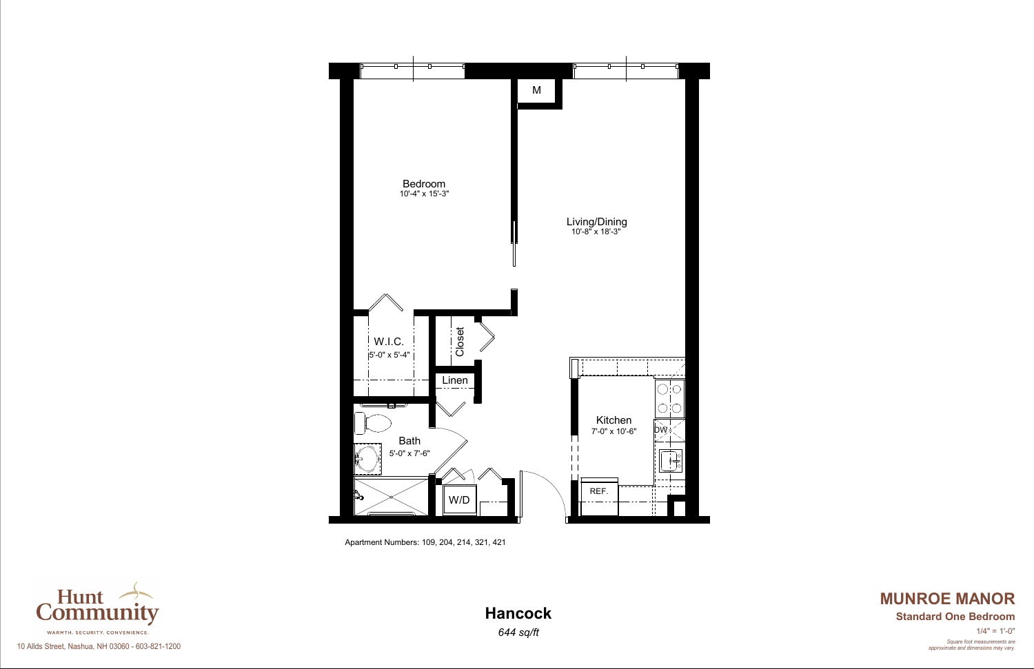Bedroom
10'-4" x 15'-3"

Living/Dining
10'-8" x 18'-3"

M

W.I.C.
5'-0" x 5'-4"

Closet

Linen

Bath
5'-0" x 7'-6"

W/D

Kitchen
7'-0" x 10'-6"

DW

REF.

Apartment Numbers: 109, 204, 214, 321, 421

# Hancock

*644 sq/ft*

## MUNROE MANOR

**Standard One Bedroom**

1/4" = 1'-0"

*Square foot measurements are approximate and dimensions may vary.*

Hunt Community

WARMTH. SECURITY. CONVENIENCE.

10 Allds Street, Nashua, NH 03060 - 603-821-1200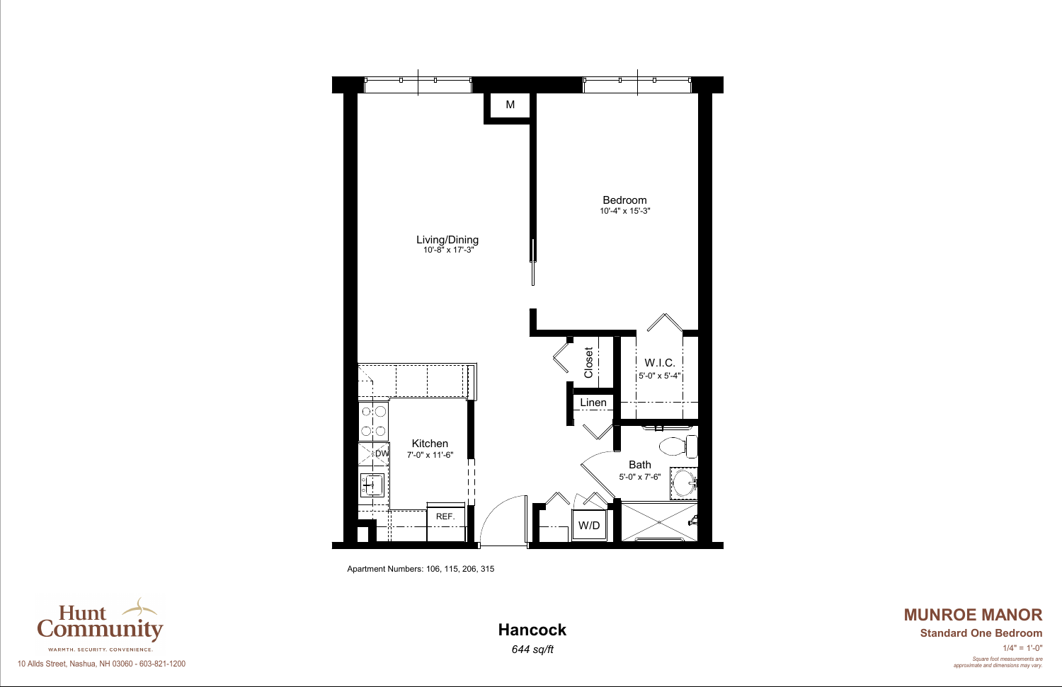M

Bedroom
10'-4" x 15'-3"

Living/Dining
10'-8" x 17'-3"

Closet

W.I.C.
5'-0" x 5'-4"

Linen

Kitchen
7'-0" x 11'-6"

DW

Bath
5'-0" x 7'-6"

REF.

W/D

Apartment Numbers: 106, 115, 206, 315

Hunt Community

WARMTH. SECURITY. CONVENIENCE.

10 Allds Street, Nashua, NH 03060 - 603-821-1200

# Hancock

*644 sq/ft*

## MUNROE MANOR

**Standard One Bedroom**

1/4" = 1'-0"

*Square foot measurements are approximate and dimensions may vary.*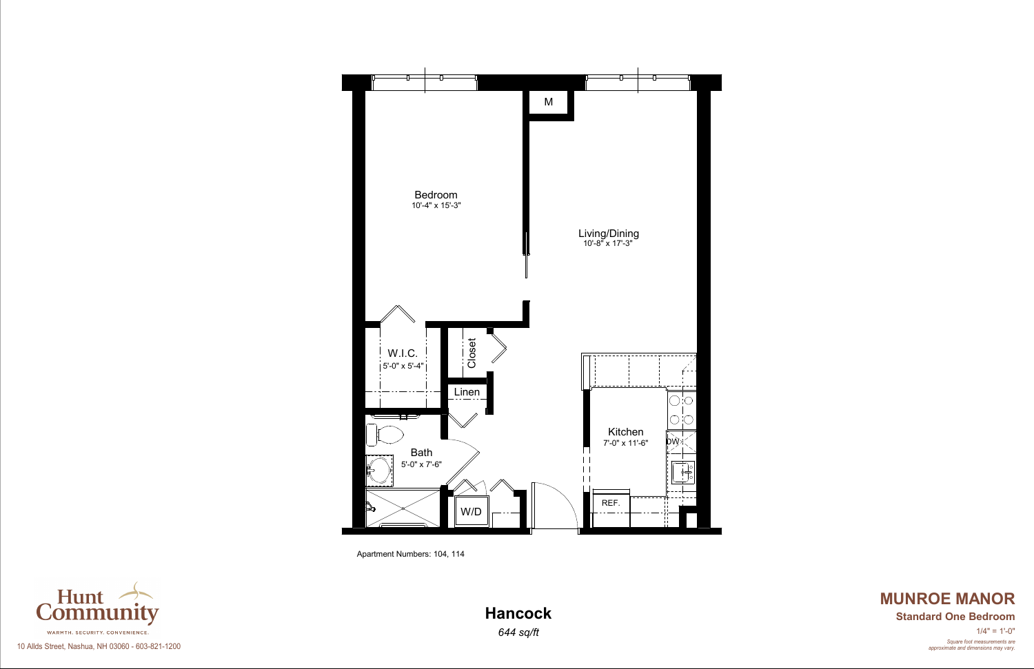Bedroom
10'-4" x 15'-3"

Living/Dining
10'-8" x 17'-3"

M

W.I.C.
5'-0" x 5'-4"

Closet

Linen

Kitchen
7'-0" x 11'-6"

DW

Bath
5'-0" x 7'-6"

W/D

REF.

Apartment Numbers: 104, 114

Hunt Community

WARMTH. SECURITY. CONVENIENCE.

10 Allds Street, Nashua, NH 03060 - 603-821-1200

## Hancock

*644 sq/ft*

## MUNROE MANOR

**Standard One Bedroom**

1/4" = 1'-0"

*Square foot measurements are approximate and dimensions may vary.*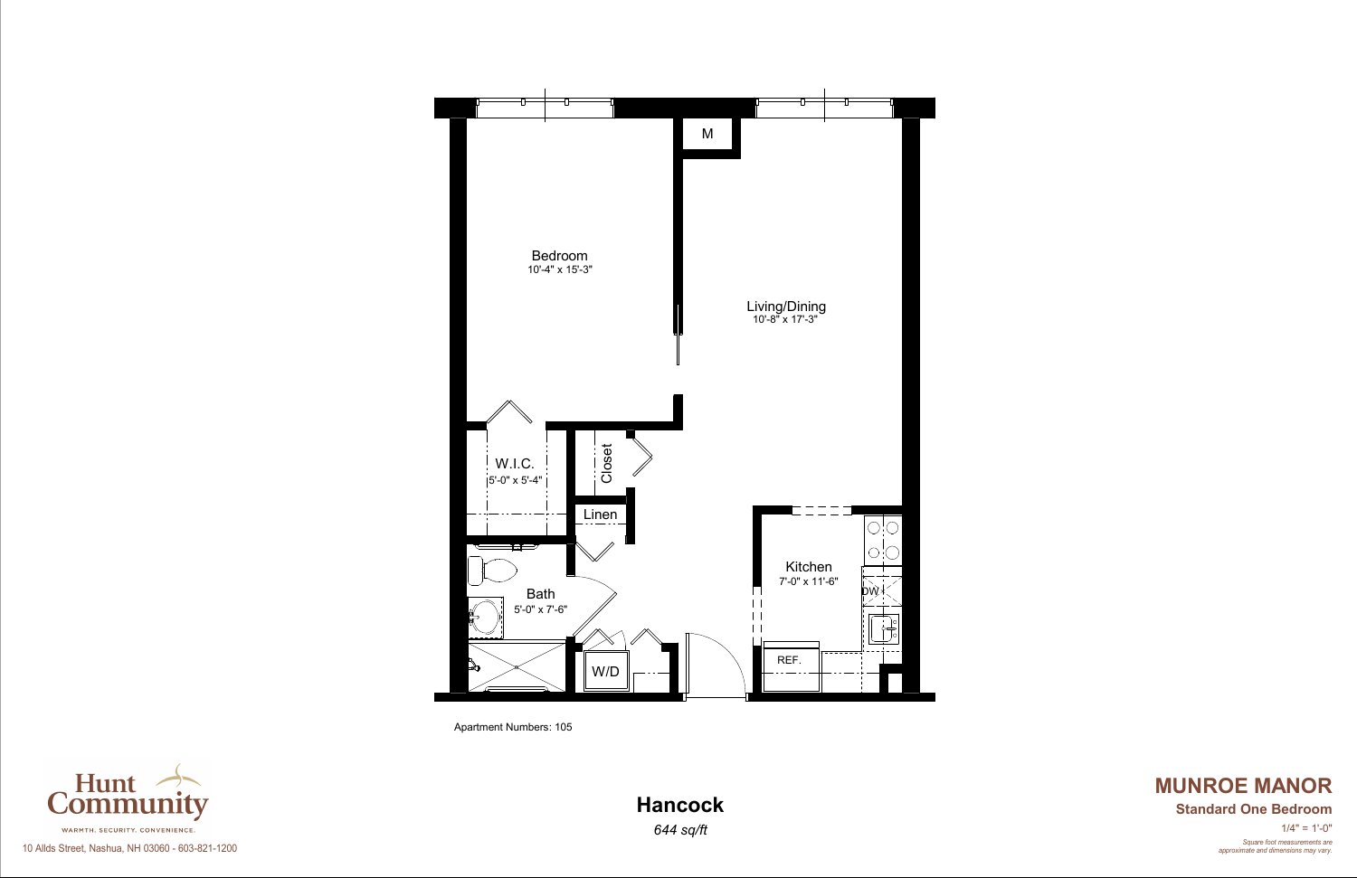Bedroom
10'-4" x 15'-3"

Living/Dining
10'-8" x 17'-3"

M

W.I.C.
5'-0" x 5'-4"

Closet

Linen

Bath
5'-0" x 7'-6"

Kitchen
7'-0" x 11'-6"

DW

REF.

W/D

Apartment Numbers: 105

Hunt Community

WARMTH. SECURITY. CONVENIENCE.

10 Allds Street, Nashua, NH 03060 - 603-821-1200

**Hancock**

*644 sq/ft*

**MUNROE MANOR**

**Standard One Bedroom**

1/4" = 1'-0"

*Square foot measurements are approximate and dimensions may vary.*